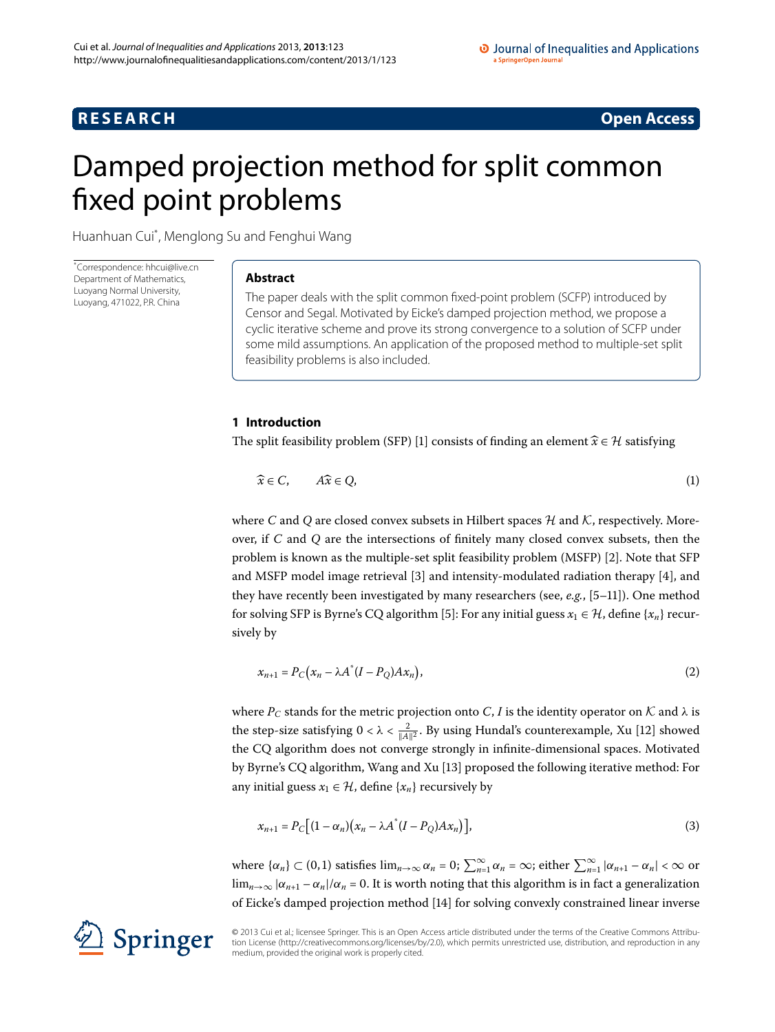RESEARCH Open Access

# Damped projection method for split common fixed point problems

Huanhuan Cui*, Menglong Su and Fenghui Wang

*Correspondence: hhcui@live.cn
Department of Mathematics, Luoyang Normal University, Luoyang, 471022, P.R. China

## Abstract

The paper deals with the split common fixed-point problem (SCFP) introduced by Censor and Segal. Motivated by Eicke's damped projection method, we propose a cyclic iterative scheme and prove its strong convergence to a solution of SCFP under some mild assumptions. An application of the proposed method to multiple-set split feasibility problems is also included.

## 1 Introduction

The split feasibility problem (SFP) [1] consists of finding an element $\widehat{x} \in \mathcal{H}$ satisfying

$$\widehat{x} \in C, \qquad A\widehat{x} \in Q, \tag{1}$$

where $C$ and $Q$ are closed convex subsets in Hilbert spaces $\mathcal{H}$ and $\mathcal{K}$, respectively. Moreover, if $C$ and $Q$ are the intersections of finitely many closed convex subsets, then the problem is known as the multiple-set split feasibility problem (MSFP) [2]. Note that SFP and MSFP model image retrieval [3] and intensity-modulated radiation therapy [4], and they have recently been investigated by many researchers (see, *e.g.*, [5–11]). One method for solving SFP is Byrne's CQ algorithm [5]: For any initial guess $x_1 \in \mathcal{H}$, define $\{x_n\}$ recursively by

$$x_{n+1} = P_C\big(x_n - \lambda A^*(I - P_Q)Ax_n\big), \tag{2}$$

where $P_C$ stands for the metric projection onto $C$, $I$ is the identity operator on $\mathcal{K}$ and $\lambda$ is the step-size satisfying $0 < \lambda < \frac{2}{\|A\|^2}$. By using Hundal's counterexample, Xu [12] showed the CQ algorithm does not converge strongly in infinite-dimensional spaces. Motivated by Byrne's CQ algorithm, Wang and Xu [13] proposed the following iterative method: For any initial guess $x_1 \in \mathcal{H}$, define $\{x_n\}$ recursively by

$$x_{n+1} = P_C\big[(1 - \alpha_n)\big(x_n - \lambda A^*(I - P_Q)Ax_n\big)\big], \tag{3}$$

where $\{\alpha_n\} \subset (0,1)$ satisfies $\lim_{n\to\infty} \alpha_n = 0$; $\sum_{n=1}^{\infty} \alpha_n = \infty$; either $\sum_{n=1}^{\infty} |\alpha_{n+1} - \alpha_n| < \infty$ or $\lim_{n\to\infty} |\alpha_{n+1} - \alpha_n|/\alpha_n = 0$. It is worth noting that this algorithm is in fact a generalization of Eicke's damped projection method [14] for solving convexly constrained linear inverse

© 2013 Cui et al.; licensee Springer. This is an Open Access article distributed under the terms of the Creative Commons Attribution License (http://creativecommons.org/licenses/by/2.0), which permits unrestricted use, distribution, and reproduction in any medium, provided the original work is properly cited.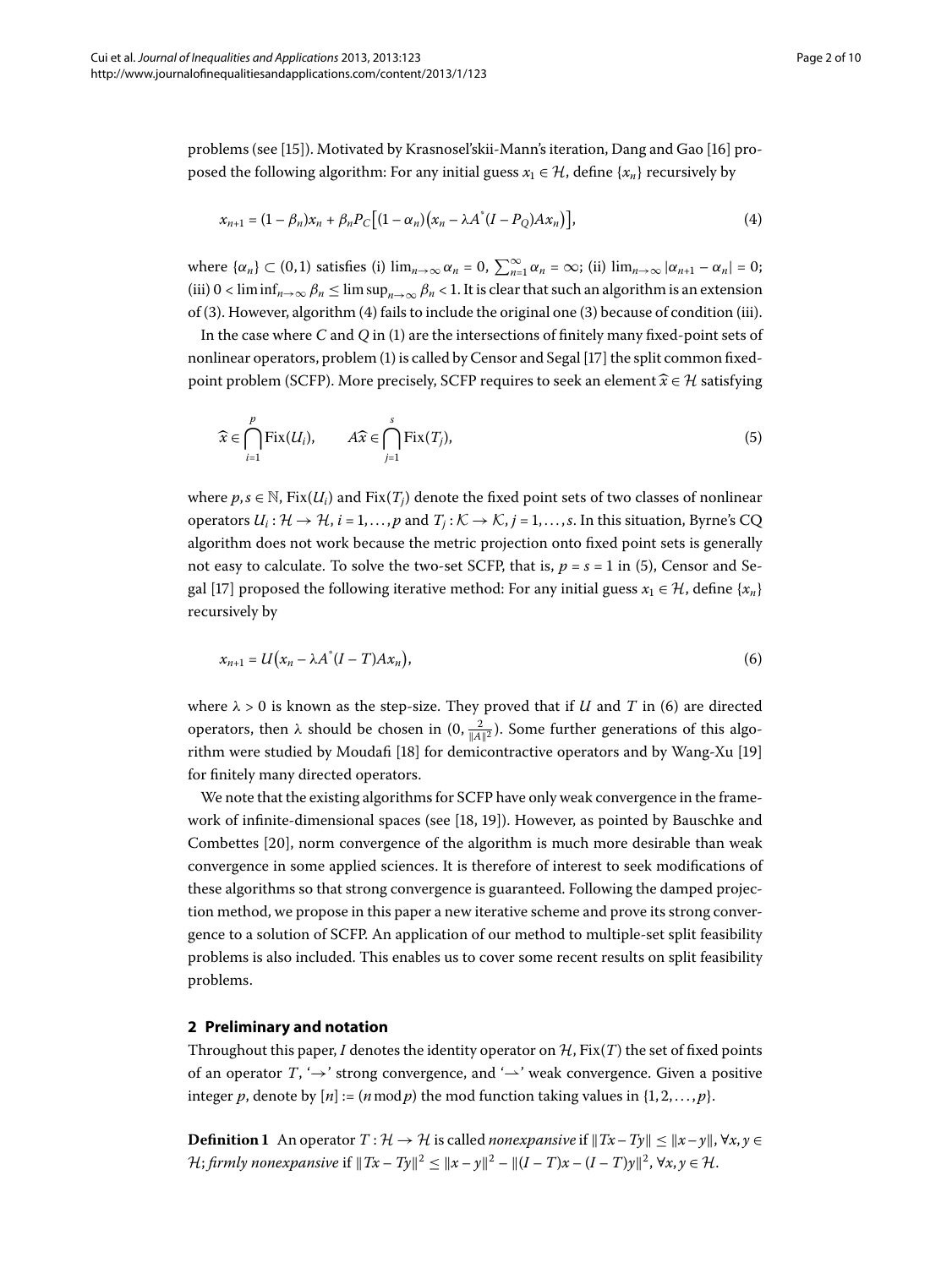problems (see [15]). Motivated by Krasnosel'skii-Mann's iteration, Dang and Gao [16] proposed the following algorithm: For any initial guess $x_1 \in \mathcal{H}$, define $\{x_n\}$ recursively by

$$x_{n+1} = (1 - \beta_n)x_n + \beta_n P_C\big[(1 - \alpha_n)\big(x_n - \lambda A^*(I - P_Q)Ax_n\big)\big], \tag{4}$$

where $\{\alpha_n\} \subset (0,1)$ satisfies (i) $\lim_{n\to\infty} \alpha_n = 0$, $\sum_{n=1}^{\infty} \alpha_n = \infty$; (ii) $\lim_{n\to\infty} |\alpha_{n+1} - \alpha_n| = 0$; (iii) $0 < \liminf_{n\to\infty} \beta_n \le \limsup_{n\to\infty} \beta_n < 1$. It is clear that such an algorithm is an extension of (3). However, algorithm (4) fails to include the original one (3) because of condition (iii).

In the case where $C$ and $Q$ in (1) are the intersections of finitely many fixed-point sets of nonlinear operators, problem (1) is called by Censor and Segal [17] the split common fixed-point problem (SCFP). More precisely, SCFP requires to seek an element $\widehat{x} \in \mathcal{H}$ satisfying

$$\widehat{x} \in \bigcap_{i=1}^{p} \mathrm{Fix}(U_i), \qquad A\widehat{x} \in \bigcap_{j=1}^{s} \mathrm{Fix}(T_j), \tag{5}$$

where $p, s \in \mathbb{N}$, $\mathrm{Fix}(U_i)$ and $\mathrm{Fix}(T_j)$ denote the fixed point sets of two classes of nonlinear operators $U_i : \mathcal{H} \to \mathcal{H}$, $i = 1, \ldots, p$ and $T_j : \mathcal{K} \to \mathcal{K}$, $j = 1, \ldots, s$. In this situation, Byrne's CQ algorithm does not work because the metric projection onto fixed point sets is generally not easy to calculate. To solve the two-set SCFP, that is, $p = s = 1$ in (5), Censor and Segal [17] proposed the following iterative method: For any initial guess $x_1 \in \mathcal{H}$, define $\{x_n\}$ recursively by

$$x_{n+1} = U\big(x_n - \lambda A^*(I - T)Ax_n\big), \tag{6}$$

where $\lambda > 0$ is known as the step-size. They proved that if $U$ and $T$ in (6) are directed operators, then $\lambda$ should be chosen in $(0, \frac{2}{\|A\|^2})$. Some further generations of this algorithm were studied by Moudafi [18] for demicontractive operators and by Wang-Xu [19] for finitely many directed operators.

We note that the existing algorithms for SCFP have only weak convergence in the framework of infinite-dimensional spaces (see [18, 19]). However, as pointed by Bauschke and Combettes [20], norm convergence of the algorithm is much more desirable than weak convergence in some applied sciences. It is therefore of interest to seek modifications of these algorithms so that strong convergence is guaranteed. Following the damped projection method, we propose in this paper a new iterative scheme and prove its strong convergence to a solution of SCFP. An application of our method to multiple-set split feasibility problems is also included. This enables us to cover some recent results on split feasibility problems.

## 2 Preliminary and notation

Throughout this paper, $I$ denotes the identity operator on $\mathcal{H}$, $\mathrm{Fix}(T)$ the set of fixed points of an operator $T$, '$\to$' strong convergence, and '$\rightharpoonup$' weak convergence. Given a positive integer $p$, denote by $[n] := (n \bmod p)$ the mod function taking values in $\{1, 2, \ldots, p\}$.

**Definition 1** An operator $T : \mathcal{H} \to \mathcal{H}$ is called *nonexpansive* if $\|Tx - Ty\| \le \|x - y\|$, $\forall x, y \in \mathcal{H}$; *firmly nonexpansive* if $\|Tx - Ty\|^2 \le \|x - y\|^2 - \|(I - T)x - (I - T)y\|^2$, $\forall x, y \in \mathcal{H}$.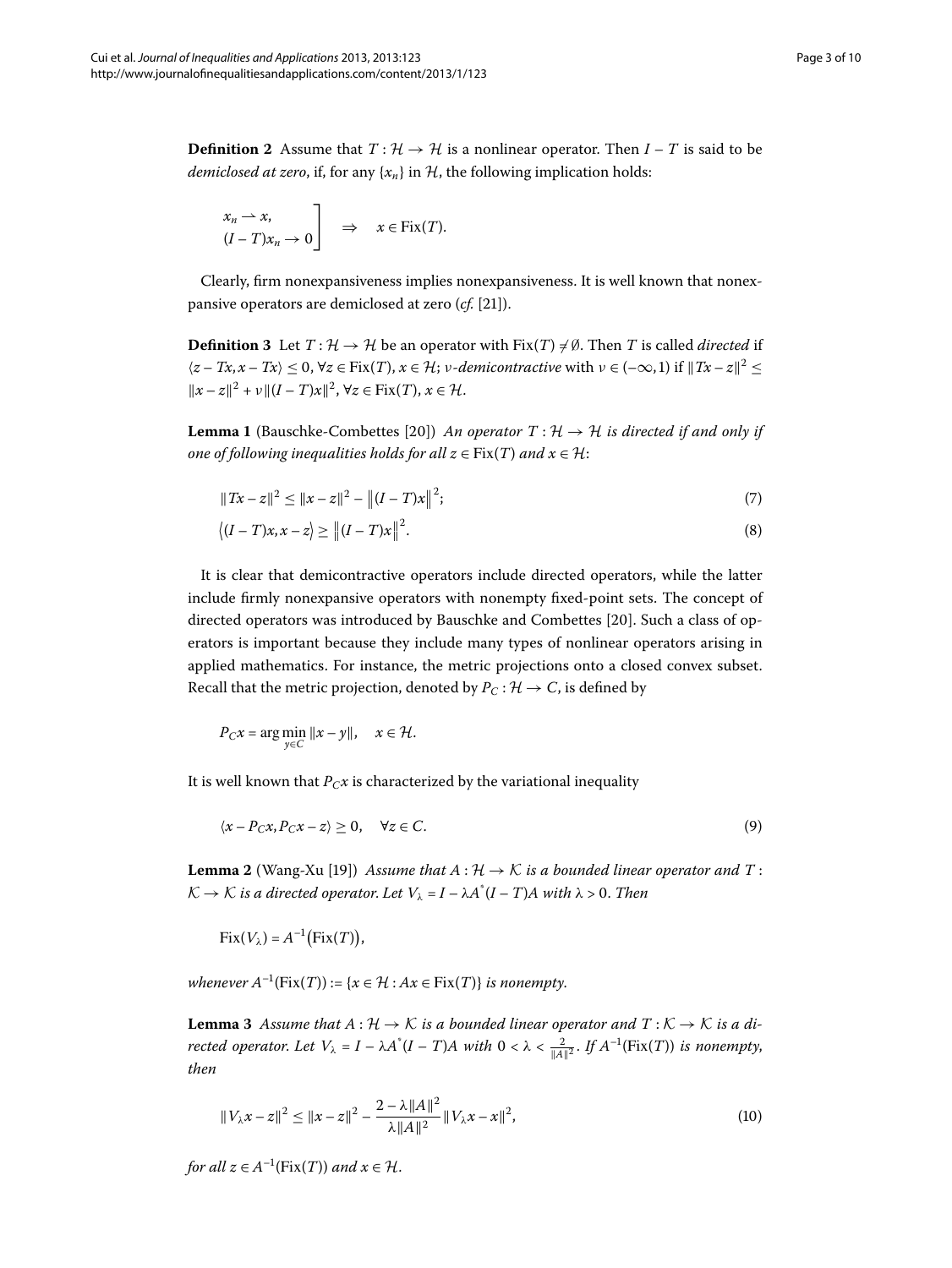**Definition 2** Assume that $T : \mathcal{H} \to \mathcal{H}$ is a nonlinear operator. Then $I - T$ is said to be *demiclosed at zero*, if, for any $\{x_n\}$ in $\mathcal{H}$, the following implication holds:

$$\left.\begin{array}{l} x_n \rightharpoonup x, \\ (I-T)x_n \to 0 \end{array}\right] \quad \Rightarrow \quad x \in \operatorname{Fix}(T).$$

Clearly, firm nonexpansiveness implies nonexpansiveness. It is well known that nonexpansive operators are demiclosed at zero (*cf.* [21]).

**Definition 3** Let $T : \mathcal{H} \to \mathcal{H}$ be an operator with $\operatorname{Fix}(T) \neq \emptyset$. Then $T$ is called *directed* if $\langle z - Tx, x - Tx\rangle \leq 0$, $\forall z \in \operatorname{Fix}(T)$, $x \in \mathcal{H}$; $\nu$-*demicontractive* with $\nu \in (-\infty, 1)$ if $\|Tx - z\|^2 \leq \|x - z\|^2 + \nu\|(I - T)x\|^2$, $\forall z \in \operatorname{Fix}(T)$, $x \in \mathcal{H}$.

**Lemma 1** (Bauschke-Combettes [20]) *An operator $T : \mathcal{H} \to \mathcal{H}$ is directed if and only if one of following inequalities holds for all $z \in \operatorname{Fix}(T)$ and $x \in \mathcal{H}$:*

$$\|Tx - z\|^2 \leq \|x - z\|^2 - \big\|(I - T)x\big\|^2; \tag{7}$$

$$\big\langle (I - T)x, x - z\big\rangle \geq \big\|(I - T)x\big\|^2. \tag{8}$$

It is clear that demicontractive operators include directed operators, while the latter include firmly nonexpansive operators with nonempty fixed-point sets. The concept of directed operators was introduced by Bauschke and Combettes [20]. Such a class of operators is important because they include many types of nonlinear operators arising in applied mathematics. For instance, the metric projections onto a closed convex subset. Recall that the metric projection, denoted by $P_C : \mathcal{H} \to C$, is defined by

$$P_C x = \arg\min_{y \in C} \|x - y\|, \quad x \in \mathcal{H}.$$

It is well known that $P_C x$ is characterized by the variational inequality

$$\langle x - P_C x, P_C x - z\rangle \geq 0, \quad \forall z \in C. \tag{9}$$

**Lemma 2** (Wang-Xu [19]) *Assume that $A : \mathcal{H} \to \mathcal{K}$ is a bounded linear operator and $T : \mathcal{K} \to \mathcal{K}$ is a directed operator. Let $V_\lambda = I - \lambda A^*(I - T)A$ with $\lambda > 0$. Then*

$$\operatorname{Fix}(V_\lambda) = A^{-1}\big(\operatorname{Fix}(T)\big),$$

*whenever $A^{-1}(\operatorname{Fix}(T)) := \{x \in \mathcal{H} : Ax \in \operatorname{Fix}(T)\}$ is nonempty.*

**Lemma 3** *Assume that $A : \mathcal{H} \to \mathcal{K}$ is a bounded linear operator and $T : \mathcal{K} \to \mathcal{K}$ is a directed operator. Let $V_\lambda = I - \lambda A^*(I - T)A$ with $0 < \lambda < \frac{2}{\|A\|^2}$. If $A^{-1}(\operatorname{Fix}(T))$ is nonempty, then*

$$\|V_\lambda x - z\|^2 \leq \|x - z\|^2 - \frac{2 - \lambda\|A\|^2}{\lambda\|A\|^2}\|V_\lambda x - x\|^2, \tag{10}$$

*for all $z \in A^{-1}(\operatorname{Fix}(T))$ and $x \in \mathcal{H}$.*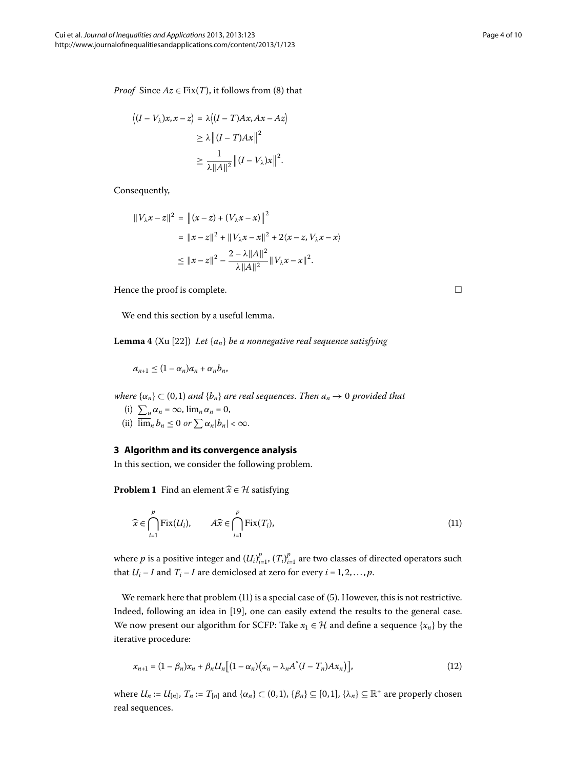*Proof* Since $Az \in \mathrm{Fix}(T)$, it follows from (8) that

$$
\begin{aligned}
\langle (I - V_\lambda)x, x - z\rangle &= \lambda \langle (I - T)Ax, Ax - Az\rangle \\
&\geq \lambda \|(I - T)Ax\|^2 \\
&\geq \frac{1}{\lambda \|A\|^2} \|(I - V_\lambda)x\|^2.
\end{aligned}
$$

Consequently,

$$
\begin{aligned}
\|V_\lambda x - z\|^2 &= \|(x - z) + (V_\lambda x - x)\|^2 \\
&= \|x - z\|^2 + \|V_\lambda x - x\|^2 + 2\langle x - z, V_\lambda x - x\rangle \\
&\leq \|x - z\|^2 - \frac{2 - \lambda\|A\|^2}{\lambda\|A\|^2}\|V_\lambda x - x\|^2.
\end{aligned}
$$

Hence the proof is complete. □

We end this section by a useful lemma.

**Lemma 4** (Xu [22]) *Let $\{a_n\}$ be a nonnegative real sequence satisfying*

$$a_{n+1} \leq (1 - \alpha_n)a_n + \alpha_n b_n,$$

*where $\{\alpha_n\} \subset (0,1)$ and $\{b_n\}$ are real sequences. Then $a_n \to 0$ provided that*

(i) $\sum_n \alpha_n = \infty$, $\lim_n \alpha_n = 0$,
(ii) $\overline{\lim}_n b_n \leq 0$ *or* $\sum \alpha_n |b_n| < \infty$.

## 3 Algorithm and its convergence analysis

In this section, we consider the following problem.

**Problem 1** Find an element $\widehat{x} \in \mathcal{H}$ satisfying

$$\widehat{x} \in \bigcap_{i=1}^{p} \mathrm{Fix}(U_i), \qquad A\widehat{x} \in \bigcap_{i=1}^{p} \mathrm{Fix}(T_i), \tag{11}$$

where $p$ is a positive integer and $(U_i)_{i=1}^p$, $(T_i)_{i=1}^p$ are two classes of directed operators such that $U_i - I$ and $T_i - I$ are demiclosed at zero for every $i = 1, 2, \ldots, p$.

We remark here that problem (11) is a special case of (5). However, this is not restrictive. Indeed, following an idea in [19], one can easily extend the results to the general case. We now present our algorithm for SCFP: Take $x_1 \in \mathcal{H}$ and define a sequence $\{x_n\}$ by the iterative procedure:

$$x_{n+1} = (1 - \beta_n)x_n + \beta_n U_n\big[(1 - \alpha_n)\big(x_n - \lambda_n A^*(I - T_n)Ax_n\big)\big], \tag{12}$$

where $U_n := U_{[n]}$, $T_n := T_{[n]}$ and $\{\alpha_n\} \subset (0,1)$, $\{\beta_n\} \subseteq [0,1]$, $\{\lambda_n\} \subseteq \mathbb{R}^+$ are properly chosen real sequences.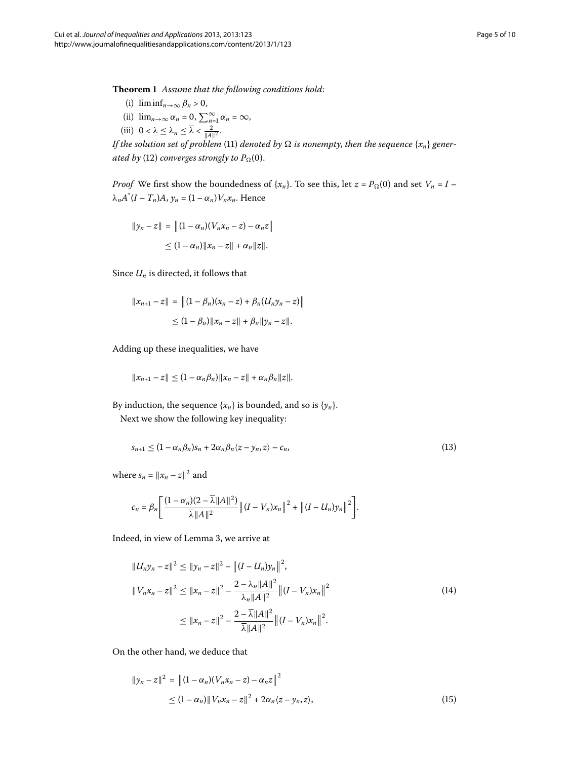**Theorem 1** *Assume that the following conditions hold*:

(i) $\liminf_{n\to\infty} \beta_n > 0$,

(ii) $\lim_{n\to\infty} \alpha_n = 0$, $\sum_{n=1}^{\infty} \alpha_n = \infty$,

(iii) $0 < \underline{\lambda} \le \lambda_n \le \overline{\lambda} < \frac{2}{\|A\|^2}$.

*If the solution set of problem* (11) *denoted by* $\Omega$ *is nonempty, then the sequence* $\{x_n\}$ *generated by* (12) *converges strongly to* $P_\Omega(0)$.

*Proof* We first show the boundedness of $\{x_n\}$. To see this, let $z = P_\Omega(0)$ and set $V_n = I - \lambda_n A^*(I - T_n)A$, $y_n = (1 - \alpha_n)V_n x_n$. Hence

$$
\begin{aligned}
\|y_n - z\| &= \big\|(1 - \alpha_n)(V_n x_n - z) - \alpha_n z\big\| \\
&\le (1 - \alpha_n)\|x_n - z\| + \alpha_n\|z\|.
\end{aligned}
$$

Since $U_n$ is directed, it follows that

$$
\begin{aligned}
\|x_{n+1} - z\| &= \big\|(1 - \beta_n)(x_n - z) + \beta_n(U_n y_n - z)\big\| \\
&\le (1 - \beta_n)\|x_n - z\| + \beta_n\|y_n - z\|.
\end{aligned}
$$

Adding up these inequalities, we have

$$
\|x_{n+1} - z\| \le (1 - \alpha_n\beta_n)\|x_n - z\| + \alpha_n\beta_n\|z\|.
$$

By induction, the sequence $\{x_n\}$ is bounded, and so is $\{y_n\}$.

Next we show the following key inequality:

$$
s_{n+1} \le (1 - \alpha_n\beta_n)s_n + 2\alpha_n\beta_n\langle z - y_n, z\rangle - c_n, \tag{13}
$$

where $s_n = \|x_n - z\|^2$ and

$$
c_n = \beta_n\left[\frac{(1 - \alpha_n)(2 - \overline{\lambda}\|A\|^2)}{\overline{\lambda}\|A\|^2}\big\|(I - V_n)x_n\big\|^2 + \big\|(I - U_n)y_n\big\|^2\right].
$$

Indeed, in view of Lemma 3, we arrive at

$$
\begin{aligned}
\|U_n y_n - z\|^2 &\le \|y_n - z\|^2 - \big\|(I - U_n)y_n\big\|^2, \\
\|V_n x_n - z\|^2 &\le \|x_n - z\|^2 - \frac{2 - \lambda_n\|A\|^2}{\lambda_n\|A\|^2}\big\|(I - V_n)x_n\big\|^2 \\
&\le \|x_n - z\|^2 - \frac{2 - \overline{\lambda}\|A\|^2}{\overline{\lambda}\|A\|^2}\big\|(I - V_n)x_n\big\|^2.
\end{aligned}
\tag{14}
$$

On the other hand, we deduce that

$$
\begin{aligned}
\|y_n - z\|^2 &= \big\|(1 - \alpha_n)(V_n x_n - z) - \alpha_n z\big\|^2 \\
&\le (1 - \alpha_n)\|V_n x_n - z\|^2 + 2\alpha_n\langle z - y_n, z\rangle,
\end{aligned}
\tag{15}
$$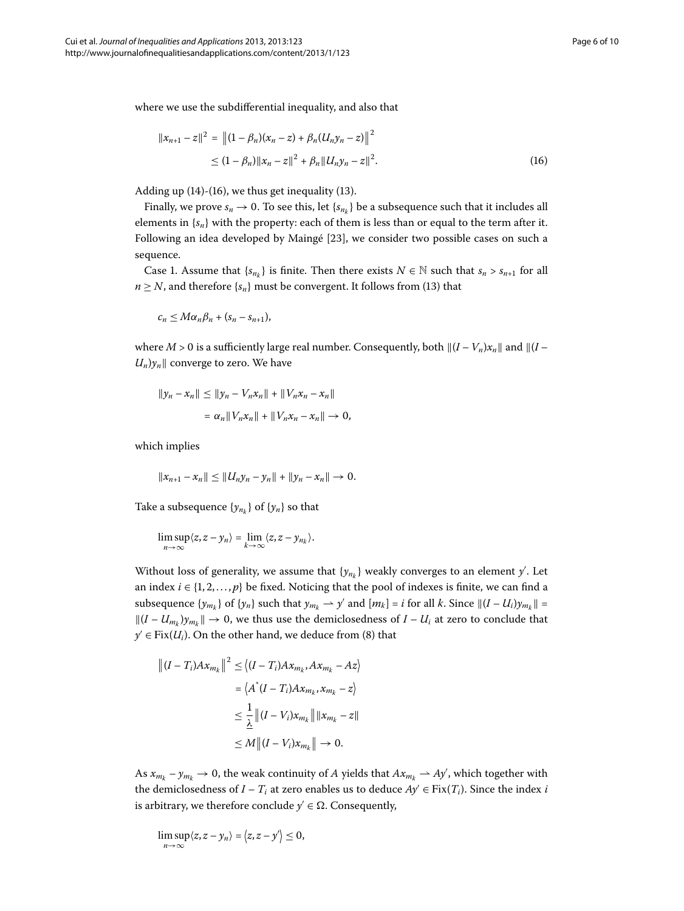where we use the subdifferential inequality, and also that

$$\begin{aligned}\|x_{n+1} - z\|^2 &= \left\|(1-\beta_n)(x_n - z) + \beta_n(U_n y_n - z)\right\|^2 \\ &\leq (1-\beta_n)\|x_n - z\|^2 + \beta_n\|U_n y_n - z\|^2.\end{aligned} \tag{16}$$

Adding up (14)-(16), we thus get inequality (13).

Finally, we prove $s_n \to 0$. To see this, let $\{s_{n_k}\}$ be a subsequence such that it includes all elements in $\{s_n\}$ with the property: each of them is less than or equal to the term after it. Following an idea developed by Maingé [23], we consider two possible cases on such a sequence.

Case 1. Assume that $\{s_{n_k}\}$ is finite. Then there exists $N \in \mathbb{N}$ such that $s_n > s_{n+1}$ for all $n \geq N$, and therefore $\{s_n\}$ must be convergent. It follows from (13) that

$$c_n \leq M\alpha_n\beta_n + (s_n - s_{n+1}),$$

where $M > 0$ is a sufficiently large real number. Consequently, both $\|(I - V_n)x_n\|$ and $\|(I - U_n)y_n\|$ converge to zero. We have

$$\begin{aligned}\|y_n - x_n\| &\leq \|y_n - V_n x_n\| + \|V_n x_n - x_n\| \\ &= \alpha_n\|V_n x_n\| + \|V_n x_n - x_n\| \to 0,\end{aligned}$$

which implies

$$\|x_{n+1} - x_n\| \leq \|U_n y_n - y_n\| + \|y_n - x_n\| \to 0.$$

Take a subsequence $\{y_{n_k}\}$ of $\{y_n\}$ so that

$$\limsup_{n\to\infty}\langle z, z - y_n\rangle = \lim_{k\to\infty}\langle z, z - y_{n_k}\rangle.$$

Without loss of generality, we assume that $\{y_{n_k}\}$ weakly converges to an element $y'$. Let an index $i \in \{1, 2, \ldots, p\}$ be fixed. Noticing that the pool of indexes is finite, we can find a subsequence $\{y_{m_k}\}$ of $\{y_n\}$ such that $y_{m_k} \rightharpoonup y'$ and $[m_k] = i$ for all $k$. Since $\|(I - U_i)y_{m_k}\| = \|(I - U_{m_k})y_{m_k}\| \to 0$, we thus use the demiclosedness of $I - U_i$ at zero to conclude that $y' \in \operatorname{Fix}(U_i)$. On the other hand, we deduce from (8) that

$$\begin{aligned}\left\|(I - T_i)Ax_{m_k}\right\|^2 &\leq \left\langle (I - T_i)Ax_{m_k}, Ax_{m_k} - Az\right\rangle \\ &= \left\langle A^*(I - T_i)Ax_{m_k}, x_{m_k} - z\right\rangle \\ &\leq \frac{1}{\underline{\lambda}}\left\|(I - V_i)x_{m_k}\right\|\|x_{m_k} - z\| \\ &\leq M\left\|(I - V_i)x_{m_k}\right\| \to 0.\end{aligned}$$

As $x_{m_k} - y_{m_k} \to 0$, the weak continuity of $A$ yields that $Ax_{m_k} \rightharpoonup Ay'$, which together with the demiclosedness of $I - T_i$ at zero enables us to deduce $Ay' \in \operatorname{Fix}(T_i)$. Since the index $i$ is arbitrary, we therefore conclude $y' \in \Omega$. Consequently,

$$\limsup_{n\to\infty}\langle z, z - y_n\rangle = \left\langle z, z - y'\right\rangle \leq 0,$$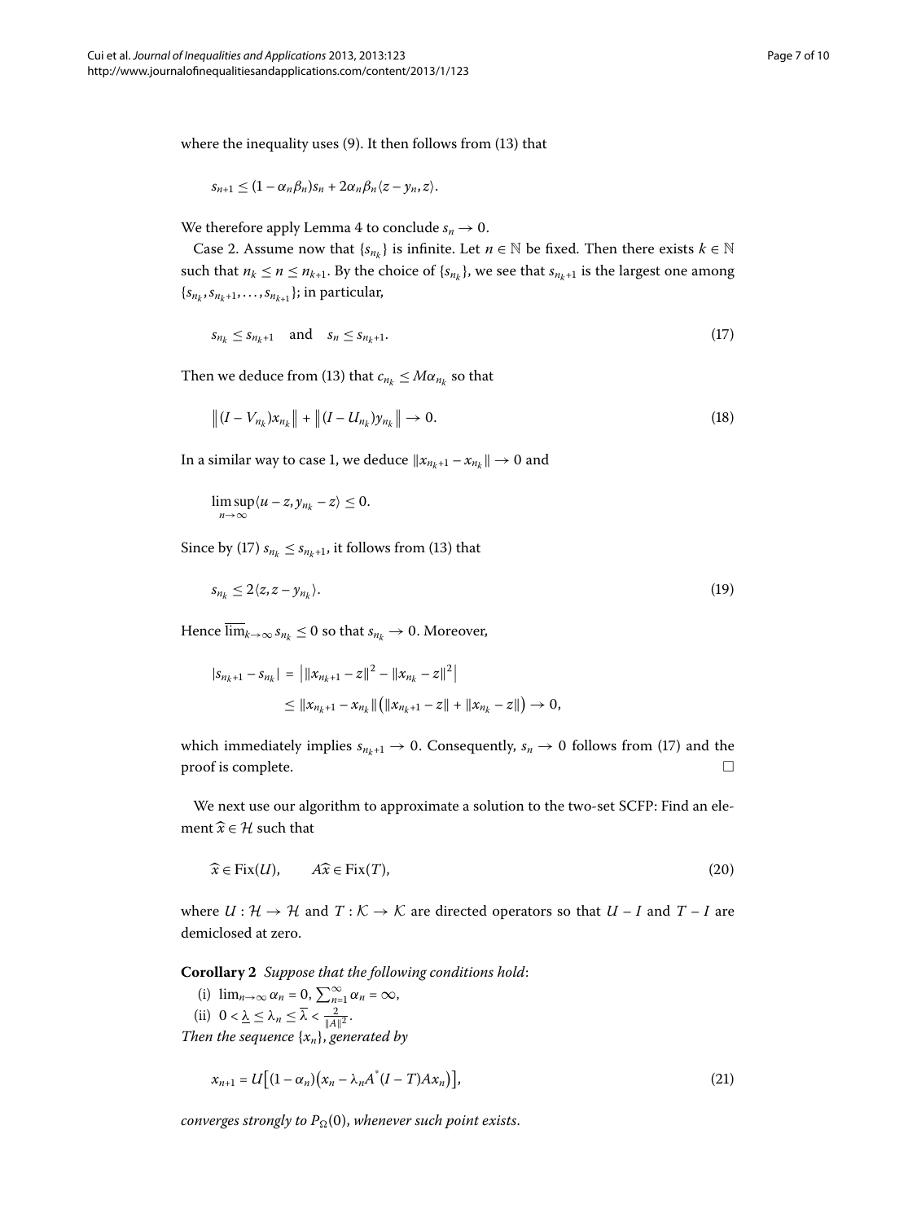where the inequality uses (9). It then follows from (13) that

$$s_{n+1} \leq (1 - \alpha_n \beta_n) s_n + 2\alpha_n \beta_n \langle z - y_n, z \rangle.$$

We therefore apply Lemma 4 to conclude $s_n \to 0$.

Case 2. Assume now that $\{s_{n_k}\}$ is infinite. Let $n \in \mathbb{N}$ be fixed. Then there exists $k \in \mathbb{N}$ such that $n_k \leq n \leq n_{k+1}$. By the choice of $\{s_{n_k}\}$, we see that $s_{n_k+1}$ is the largest one among $\{s_{n_k}, s_{n_k+1}, \ldots, s_{n_{k+1}}\}$; in particular,

$$s_{n_k} \leq s_{n_k+1} \quad \text{and} \quad s_n \leq s_{n_k+1}. \tag{17}$$

Then we deduce from (13) that $c_{n_k} \leq M\alpha_{n_k}$ so that

$$\left\| (I - V_{n_k}) x_{n_k} \right\| + \left\| (I - U_{n_k}) y_{n_k} \right\| \to 0. \tag{18}$$

In a similar way to case 1, we deduce $\|x_{n_k+1} - x_{n_k}\| \to 0$ and

$$\limsup_{n \to \infty} \langle u - z, y_{n_k} - z \rangle \leq 0.$$

Since by (17) $s_{n_k} \leq s_{n_k+1}$, it follows from (13) that

$$s_{n_k} \leq 2\langle z, z - y_{n_k} \rangle. \tag{19}$$

Hence $\overline{\lim}_{k \to \infty} s_{n_k} \leq 0$ so that $s_{n_k} \to 0$. Moreover,

$$\begin{aligned} |s_{n_k+1} - s_{n_k}| &= \left| \|x_{n_k+1} - z\|^2 - \|x_{n_k} - z\|^2 \right| \\ &\leq \|x_{n_k+1} - x_{n_k}\| \left( \|x_{n_k+1} - z\| + \|x_{n_k} - z\| \right) \to 0, \end{aligned}$$

which immediately implies $s_{n_k+1} \to 0$. Consequently, $s_n \to 0$ follows from (17) and the proof is complete. □

We next use our algorithm to approximate a solution to the two-set SCFP: Find an element $\widehat{x} \in \mathcal{H}$ such that

$$\widehat{x} \in \operatorname{Fix}(U), \qquad A\widehat{x} \in \operatorname{Fix}(T), \tag{20}$$

where $U : \mathcal{H} \to \mathcal{H}$ and $T : \mathcal{K} \to \mathcal{K}$ are directed operators so that $U - I$ and $T - I$ are demiclosed at zero.

**Corollary 2** *Suppose that the following conditions hold*:

(i) $\lim_{n \to \infty} \alpha_n = 0$, $\sum_{n=1}^{\infty} \alpha_n = \infty$,

(ii) $0 < \underline{\lambda} \leq \lambda_n \leq \overline{\lambda} < \frac{2}{\|A\|^2}$.

*Then the sequence* $\{x_n\}$, *generated by*

$$x_{n+1} = U\left[ (1 - \alpha_n)\left( x_n - \lambda_n A^* (I - T) A x_n \right) \right], \tag{21}$$

*converges strongly to* $P_\Omega(0)$, *whenever such point exists.*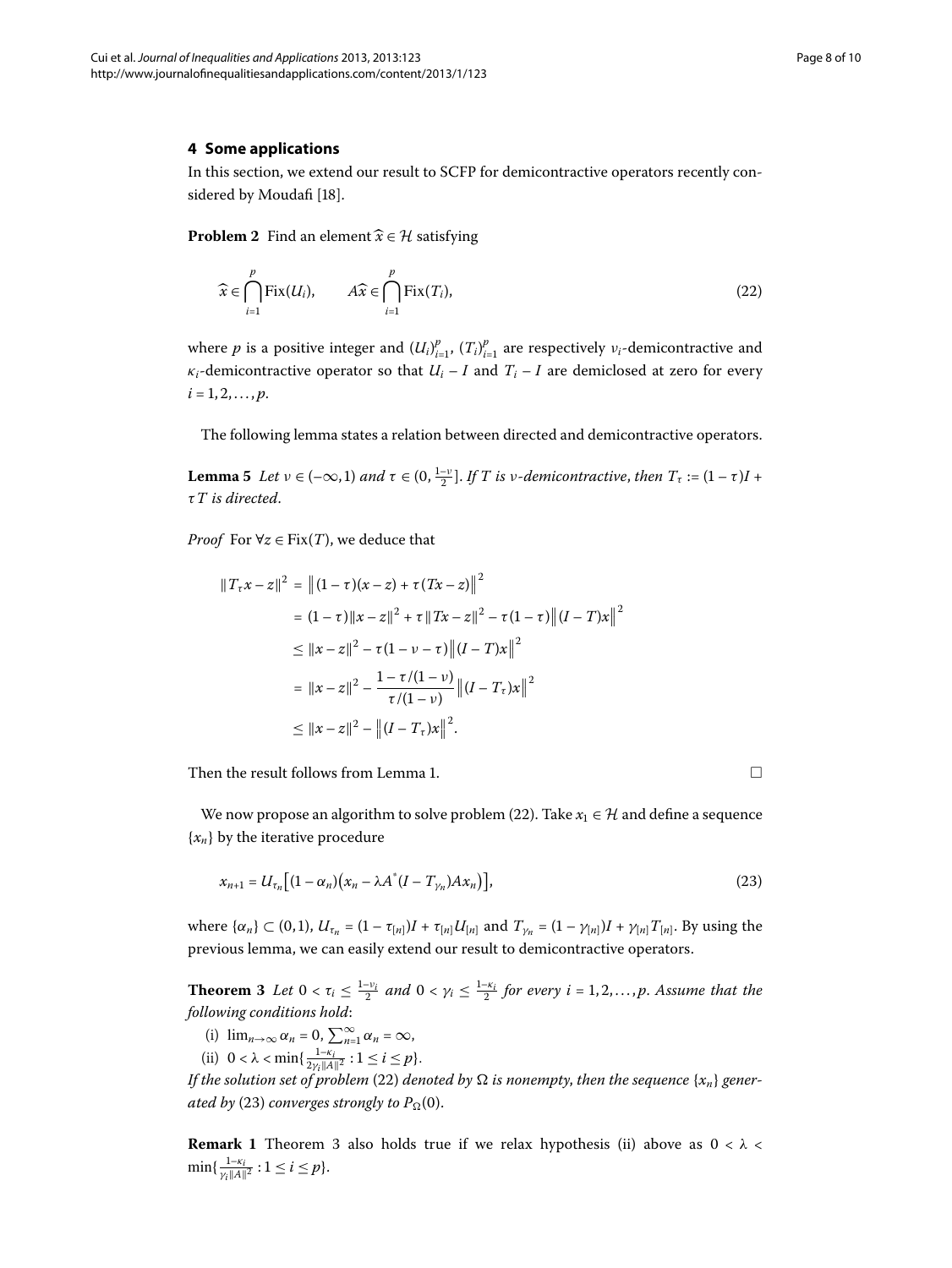## 4 Some applications

In this section, we extend our result to SCFP for demicontractive operators recently considered by Moudafi [18].

**Problem 2** Find an element $\widehat{x} \in \mathcal{H}$ satisfying

$$\widehat{x} \in \bigcap_{i=1}^{p} \operatorname{Fix}(U_i), \qquad A\widehat{x} \in \bigcap_{i=1}^{p} \operatorname{Fix}(T_i), \tag{22}$$

where $p$ is a positive integer and $(U_i)_{i=1}^p$, $(T_i)_{i=1}^p$ are respectively $\nu_i$-demicontractive and $\kappa_i$-demicontractive operator so that $U_i - I$ and $T_i - I$ are demiclosed at zero for every $i = 1, 2, \ldots, p$.

The following lemma states a relation between directed and demicontractive operators.

**Lemma 5** *Let $\nu \in (-\infty, 1)$ and $\tau \in (0, \frac{1-\nu}{2}]$. If $T$ is $\nu$-demicontractive, then $T_\tau := (1-\tau)I + \tau T$ is directed.*

*Proof* For $\forall z \in \operatorname{Fix}(T)$, we deduce that

$$\begin{aligned}
\|T_\tau x - z\|^2 &= \big\|(1-\tau)(x-z) + \tau(Tx - z)\big\|^2 \\
&= (1-\tau)\|x-z\|^2 + \tau\|Tx - z\|^2 - \tau(1-\tau)\big\|(I-T)x\big\|^2 \\
&\le \|x-z\|^2 - \tau(1-\nu-\tau)\big\|(I-T)x\big\|^2 \\
&= \|x-z\|^2 - \frac{1-\tau/(1-\nu)}{\tau/(1-\nu)}\big\|(I-T_\tau)x\big\|^2 \\
&\le \|x-z\|^2 - \big\|(I-T_\tau)x\big\|^2.
\end{aligned}$$

Then the result follows from Lemma 1. $\square$

We now propose an algorithm to solve problem (22). Take $x_1 \in \mathcal{H}$ and define a sequence $\{x_n\}$ by the iterative procedure

$$x_{n+1} = U_{\tau_n}\big[(1-\alpha_n)\big(x_n - \lambda A^*(I - T_{\gamma_n})Ax_n\big)\big], \tag{23}$$

where $\{\alpha_n\} \subset (0,1)$, $U_{\tau_n} = (1-\tau_{[n]})I + \tau_{[n]}U_{[n]}$ and $T_{\gamma_n} = (1-\gamma_{[n]})I + \gamma_{[n]}T_{[n]}$. By using the previous lemma, we can easily extend our result to demicontractive operators.

**Theorem 3** *Let $0 < \tau_i \le \frac{1-\nu_i}{2}$ and $0 < \gamma_i \le \frac{1-\kappa_i}{2}$ for every $i = 1, 2, \ldots, p$. Assume that the following conditions hold:*

(i) $\lim_{n\to\infty} \alpha_n = 0$, $\sum_{n=1}^{\infty} \alpha_n = \infty$,

(ii) $0 < \lambda < \min\{\frac{1-\kappa_i}{2\gamma_i\|A\|^2} : 1 \le i \le p\}$.

*If the solution set of problem (22) denoted by $\Omega$ is nonempty, then the sequence $\{x_n\}$ generated by (23) converges strongly to $P_\Omega(0)$.*

**Remark 1** Theorem 3 also holds true if we relax hypothesis (ii) above as $0 < \lambda < \min\{\frac{1-\kappa_i}{\gamma_i\|A\|^2} : 1 \le i \le p\}$.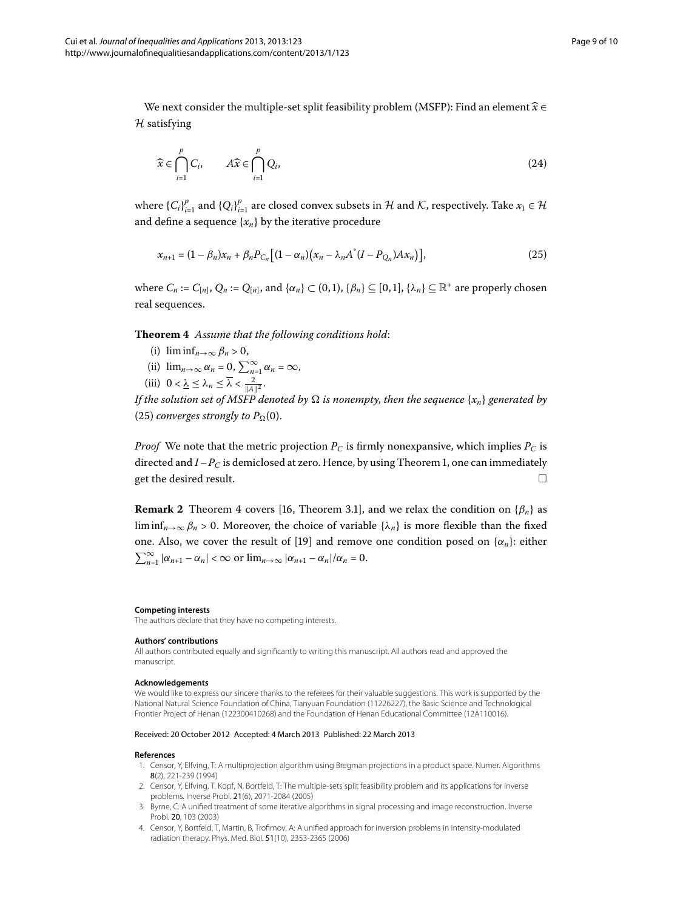We next consider the multiple-set split feasibility problem (MSFP): Find an element $\widehat{x} \in \mathcal{H}$ satisfying

$$\widehat{x} \in \bigcap_{i=1}^{p} C_i, \qquad A\widehat{x} \in \bigcap_{i=1}^{p} Q_i, \tag{24}$$

where $\{C_i\}_{i=1}^{p}$ and $\{Q_i\}_{i=1}^{p}$ are closed convex subsets in $\mathcal{H}$ and $\mathcal{K}$, respectively. Take $x_1 \in \mathcal{H}$ and define a sequence $\{x_n\}$ by the iterative procedure

$$x_{n+1} = (1-\beta_n)x_n + \beta_n P_{C_n}\big[(1-\alpha_n)\big(x_n - \lambda_n A^*(I - P_{Q_n})Ax_n\big)\big], \tag{25}$$

where $C_n := C_{[n]}$, $Q_n := Q_{[n]}$, and $\{\alpha_n\} \subset (0,1)$, $\{\beta_n\} \subseteq [0,1]$, $\{\lambda_n\} \subseteq \mathbb{R}^+$ are properly chosen real sequences.

**Theorem 4** *Assume that the following conditions hold*:

(i) $\liminf_{n\to\infty} \beta_n > 0$,

(ii) $\lim_{n\to\infty} \alpha_n = 0$, $\sum_{n=1}^{\infty} \alpha_n = \infty$,

(iii) $0 < \underline{\lambda} \le \lambda_n \le \overline{\lambda} < \frac{2}{\|A\|^2}$.

*If the solution set of MSFP denoted by $\Omega$ is nonempty, then the sequence $\{x_n\}$ generated by* (25) *converges strongly to $P_\Omega(0)$.*

*Proof* We note that the metric projection $P_C$ is firmly nonexpansive, which implies $P_C$ is directed and $I - P_C$ is demiclosed at zero. Hence, by using Theorem 1, one can immediately get the desired result. □

**Remark 2** Theorem 4 covers [16, Theorem 3.1], and we relax the condition on $\{\beta_n\}$ as $\liminf_{n\to\infty} \beta_n > 0$. Moreover, the choice of variable $\{\lambda_n\}$ is more flexible than the fixed one. Also, we cover the result of [19] and remove one condition posed on $\{\alpha_n\}$: either $\sum_{n=1}^{\infty} |\alpha_{n+1} - \alpha_n| < \infty$ or $\lim_{n\to\infty} |\alpha_{n+1} - \alpha_n|/\alpha_n = 0$.

#### Competing interests

The authors declare that they have no competing interests.

#### Authors' contributions

All authors contributed equally and significantly to writing this manuscript. All authors read and approved the manuscript.

#### Acknowledgements

We would like to express our sincere thanks to the referees for their valuable suggestions. This work is supported by the National Natural Science Foundation of China, Tianyuan Foundation (11226227), the Basic Science and Technological Frontier Project of Henan (122300410268) and the Foundation of Henan Educational Committee (12A110016).

Received: 20 October 2012 Accepted: 4 March 2013 Published: 22 March 2013

#### References

1. Censor, Y, Elfving, T: A multiprojection algorithm using Bregman projections in a product space. Numer. Algorithms **8**(2), 221-239 (1994)
2. Censor, Y, Elfving, T, Kopf, N, Bortfeld, T: The multiple-sets split feasibility problem and its applications for inverse problems. Inverse Probl. **21**(6), 2071-2084 (2005)
3. Byrne, C: A unified treatment of some iterative algorithms in signal processing and image reconstruction. Inverse Probl. **20**, 103 (2003)
4. Censor, Y, Bortfeld, T, Martin, B, Trofimov, A: A unified approach for inversion problems in intensity-modulated radiation therapy. Phys. Med. Biol. **51**(10), 2353-2365 (2006)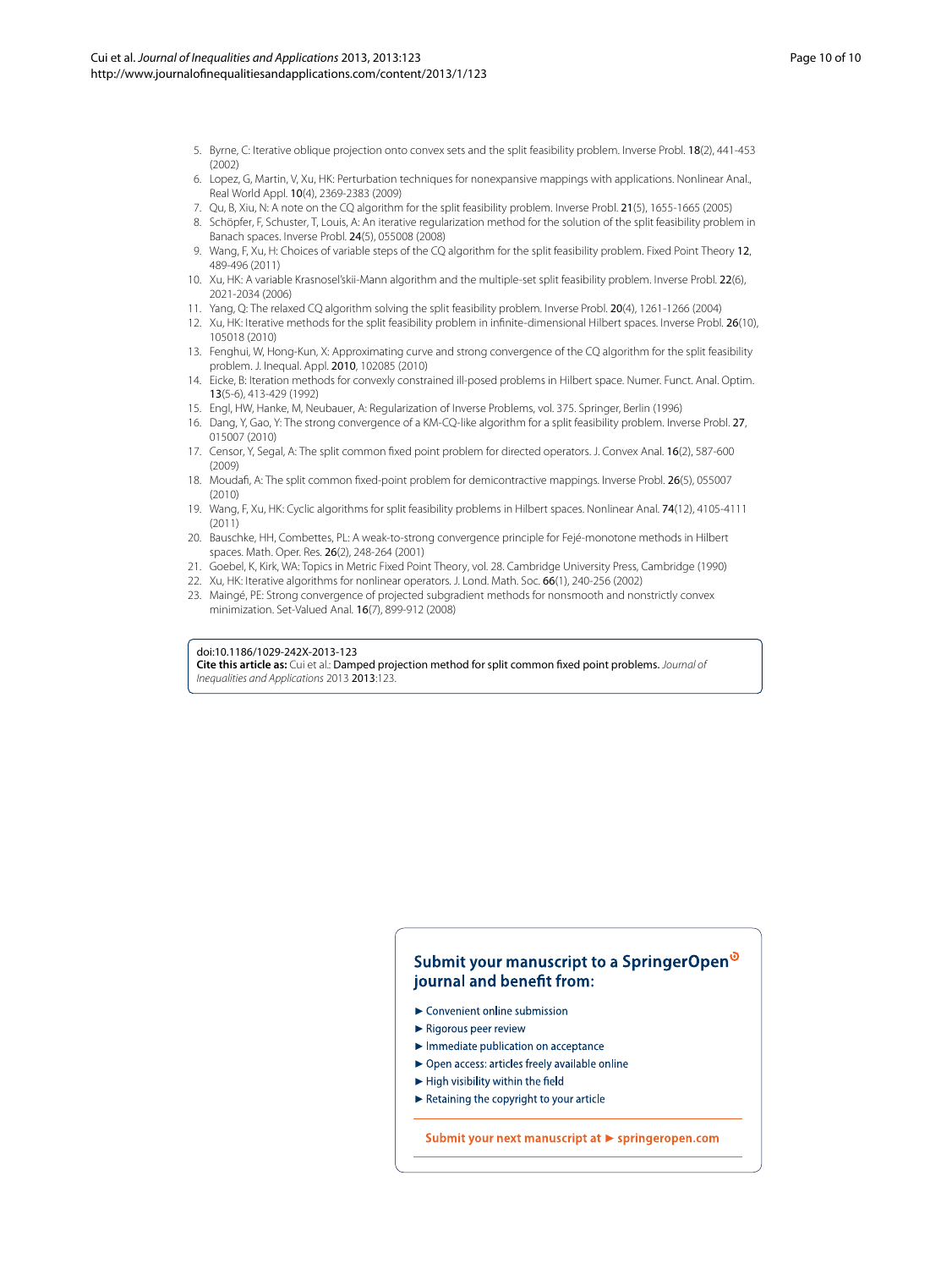5. Byrne, C: Iterative oblique projection onto convex sets and the split feasibility problem. Inverse Probl. **18**(2), 441-453 (2002)
6. Lopez, G, Martin, V, Xu, HK: Perturbation techniques for nonexpansive mappings with applications. Nonlinear Anal., Real World Appl. **10**(4), 2369-2383 (2009)
7. Qu, B, Xiu, N: A note on the CQ algorithm for the split feasibility problem. Inverse Probl. **21**(5), 1655-1665 (2005)
8. Schöpfer, F, Schuster, T, Louis, A: An iterative regularization method for the solution of the split feasibility problem in Banach spaces. Inverse Probl. **24**(5), 055008 (2008)
9. Wang, F, Xu, H: Choices of variable steps of the CQ algorithm for the split feasibility problem. Fixed Point Theory **12**, 489-496 (2011)
10. Xu, HK: A variable Krasnosel'skii-Mann algorithm and the multiple-set split feasibility problem. Inverse Probl. **22**(6), 2021-2034 (2006)
11. Yang, Q: The relaxed CQ algorithm solving the split feasibility problem. Inverse Probl. **20**(4), 1261-1266 (2004)
12. Xu, HK: Iterative methods for the split feasibility problem in infinite-dimensional Hilbert spaces. Inverse Probl. **26**(10), 105018 (2010)
13. Fenghui, W, Hong-Kun, X: Approximating curve and strong convergence of the CQ algorithm for the split feasibility problem. J. Inequal. Appl. **2010**, 102085 (2010)
14. Eicke, B: Iteration methods for convexly constrained ill-posed problems in Hilbert space. Numer. Funct. Anal. Optim. **13**(5-6), 413-429 (1992)
15. Engl, HW, Hanke, M, Neubauer, A: Regularization of Inverse Problems, vol. 375. Springer, Berlin (1996)
16. Dang, Y, Gao, Y: The strong convergence of a KM-CQ-like algorithm for a split feasibility problem. Inverse Probl. **27**, 015007 (2010)
17. Censor, Y, Segal, A: The split common fixed point problem for directed operators. J. Convex Anal. **16**(2), 587-600 (2009)
18. Moudafi, A: The split common fixed-point problem for demicontractive mappings. Inverse Probl. **26**(5), 055007 (2010)
19. Wang, F, Xu, HK: Cyclic algorithms for split feasibility problems in Hilbert spaces. Nonlinear Anal. **74**(12), 4105-4111 (2011)
20. Bauschke, HH, Combettes, PL: A weak-to-strong convergence principle for Fejé-monotone methods in Hilbert spaces. Math. Oper. Res. **26**(2), 248-264 (2001)
21. Goebel, K, Kirk, WA: Topics in Metric Fixed Point Theory, vol. 28. Cambridge University Press, Cambridge (1990)
22. Xu, HK: Iterative algorithms for nonlinear operators. J. Lond. Math. Soc. **66**(1), 240-256 (2002)
23. Maingé, PE: Strong convergence of projected subgradient methods for nonsmooth and nonstrictly convex minimization. Set-Valued Anal. **16**(7), 899-912 (2008)

doi:10.1186/1029-242X-2013-123
**Cite this article as:** Cui et al.: Damped projection method for split common fixed point problems. *Journal of Inequalities and Applications* 2013 **2013**:123.

**Submit your manuscript to a SpringerOpen journal and benefit from:**

- Convenient online submission
- Rigorous peer review
- Immediate publication on acceptance
- Open access: articles freely available online
- High visibility within the field
- Retaining the copyright to your article

**Submit your next manuscript at ▶ springeropen.com**